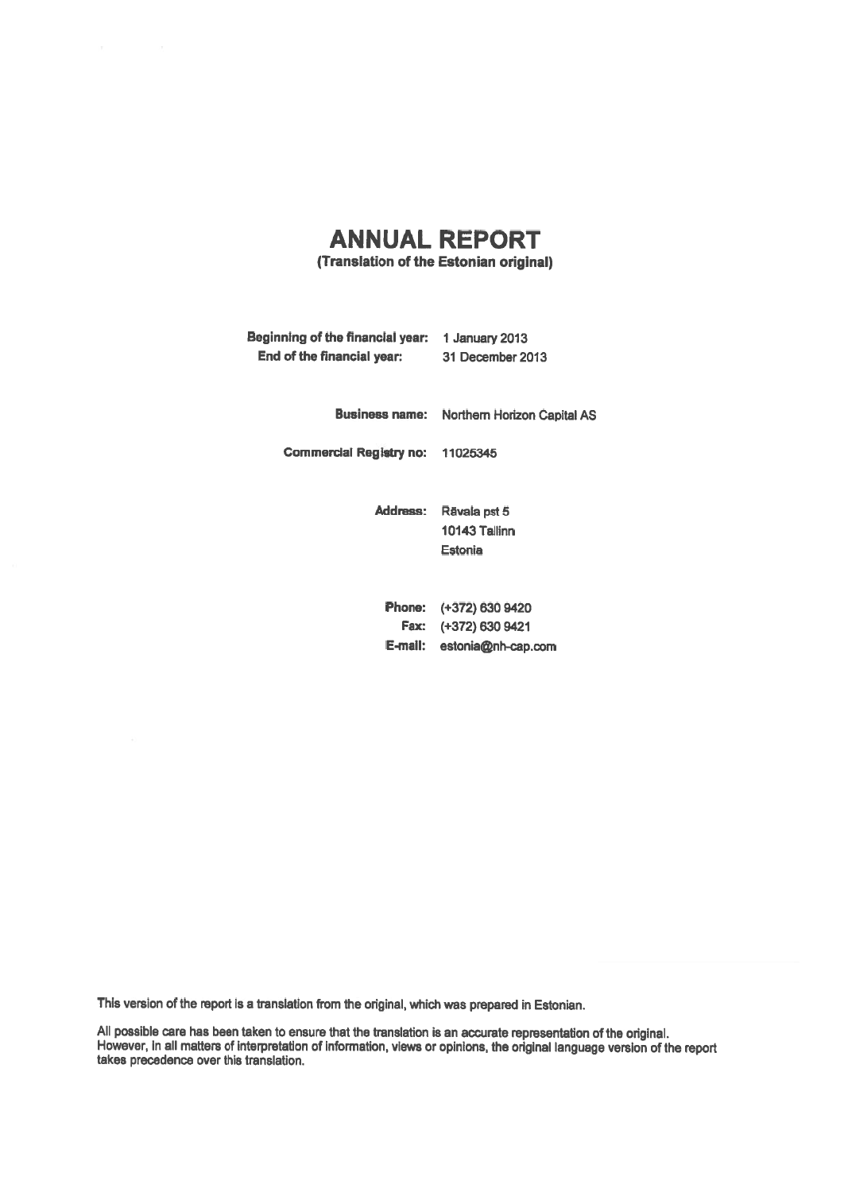# ANNUAL REPORT

**(Translation of the Estonian original)**

| | |
|---|---|
| **Beginning of the financial year:** | 1 January 2013 |
| **End of the financial year:** | 31 December 2013 |
| **Business name:** | Northern Horizon Capital AS |
| **Commercial Registry no:** | 11025345 |
| **Address:** | Rävala pst 5<br>10143 Tallinn<br>Estonia |
| **Phone:** | (+372) 630 9420 |
| **Fax:** | (+372) 630 9421 |
| **E-mail:** | estonia@nh-cap.com |

This version of the report is a translation from the original, which was prepared in Estonian.

All possible care has been taken to ensure that the translation is an accurate representation of the original. However, in all matters of interpretation of information, views or opinions, the original language version of the report takes precedence over this translation.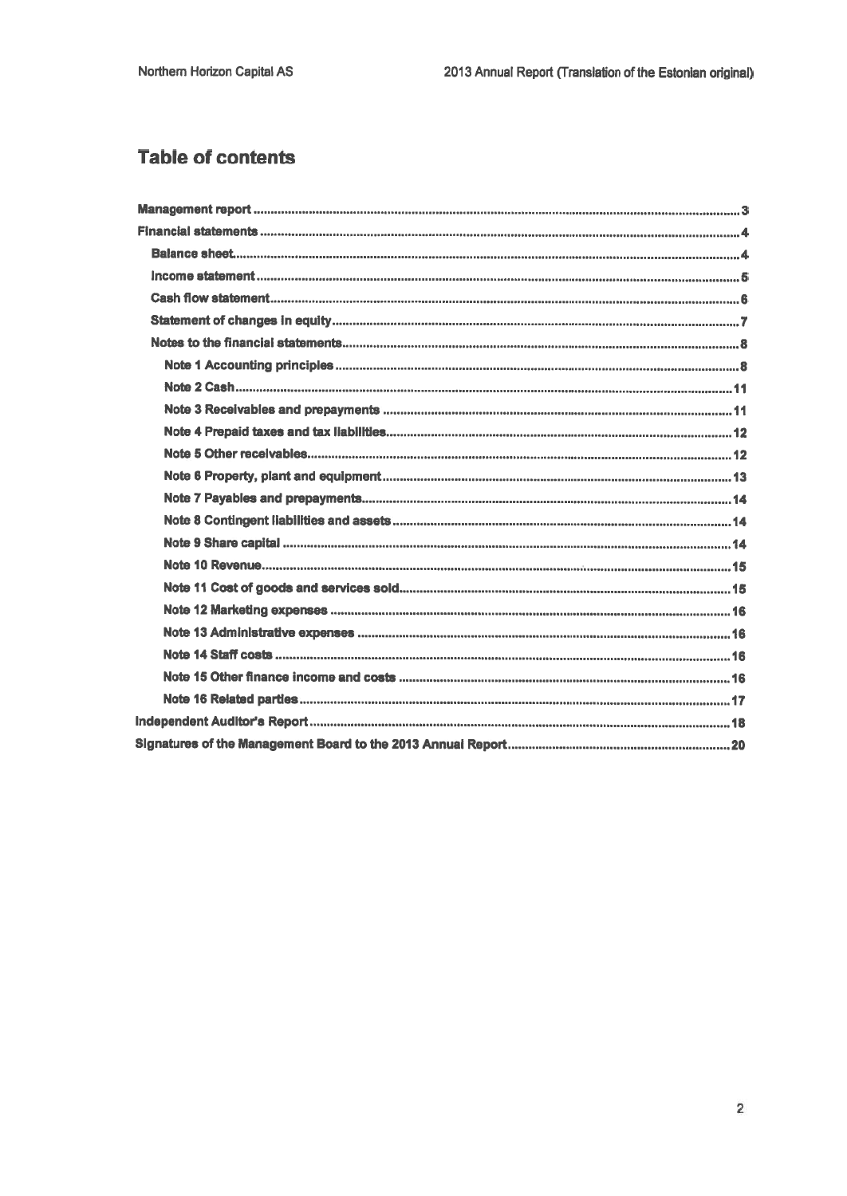# Table of contents

Management report ... 3

Financial statements ... 4

- Balance sheet ... 4
- Income statement ... 5
- Cash flow statement ... 6
- Statement of changes in equity ... 7
- Notes to the financial statements ... 8
  - Note 1 Accounting principles ... 8
  - Note 2 Cash ... 11
  - Note 3 Receivables and prepayments ... 11
  - Note 4 Prepaid taxes and tax liabilities ... 12
  - Note 5 Other receivables ... 12
  - Note 6 Property, plant and equipment ... 13
  - Note 7 Payables and prepayments ... 14
  - Note 8 Contingent liabilities and assets ... 14
  - Note 9 Share capital ... 14
  - Note 10 Revenue ... 15
  - Note 11 Cost of goods and services sold ... 15
  - Note 12 Marketing expenses ... 16
  - Note 13 Administrative expenses ... 16
  - Note 14 Staff costs ... 16
  - Note 15 Other finance income and costs ... 16
  - Note 16 Related parties ... 17

Independent Auditor's Report ... 18

Signatures of the Management Board to the 2013 Annual Report ... 20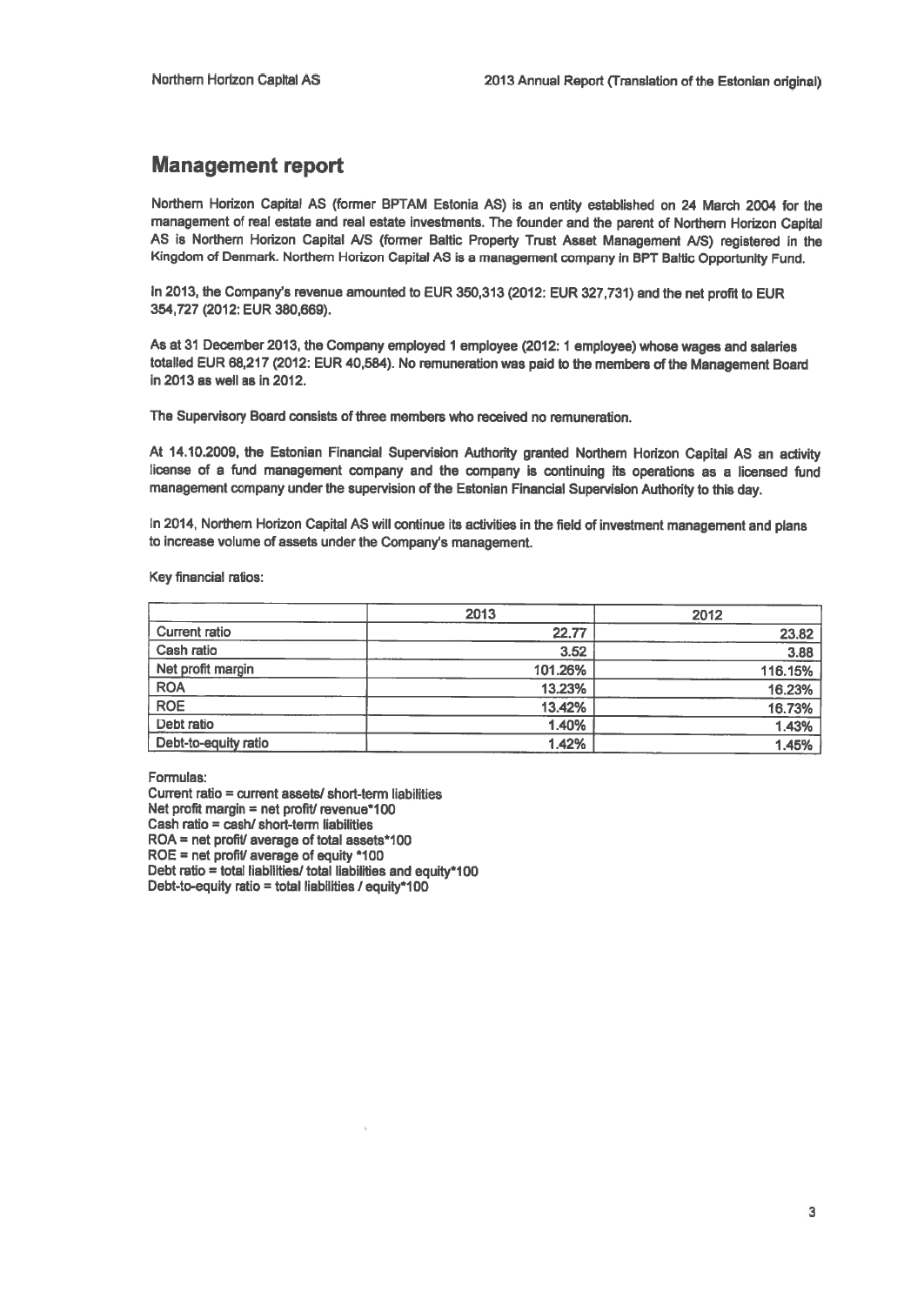## Management report

Northern Horizon Capital AS (former BPTAM Estonia AS) is an entity established on 24 March 2004 for the management of real estate and real estate investments. The founder and the parent of Northern Horizon Capital AS is Northern Horizon Capital A/S (former Baltic Property Trust Asset Management A/S) registered in the Kingdom of Denmark. Northern Horizon Capital AS is a management company in BPT Baltic Opportunity Fund.

In 2013, the Company's revenue amounted to EUR 350,313 (2012: EUR 327,731) and the net profit to EUR 354,727 (2012: EUR 380,669).

As at 31 December 2013, the Company employed 1 employee (2012: 1 employee) whose wages and salaries totalled EUR 68,217 (2012: EUR 40,584). No remuneration was paid to the members of the Management Board in 2013 as well as in 2012.

The Supervisory Board consists of three members who received no remuneration.

At 14.10.2009, the Estonian Financial Supervision Authority granted Northern Horizon Capital AS an activity license of a fund management company and the company is continuing its operations as a licensed fund management company under the supervision of the Estonian Financial Supervision Authority to this day.

In 2014, Northern Horizon Capital AS will continue its activities in the field of investment management and plans to increase volume of assets under the Company's management.

Key financial ratios:

| | 2013 | 2012 |
|---|---|---|
| Current ratio | 22.77 | 23.82 |
| Cash ratio | 3.52 | 3.88 |
| Net profit margin | 101.26% | 116.15% |
| ROA | 13.23% | 16.23% |
| ROE | 13.42% | 16.73% |
| Debt ratio | 1.40% | 1.43% |
| Debt-to-equity ratio | 1.42% | 1.45% |

Formulas:
Current ratio = current assets/ short-term liabilities
Net profit margin = net profit/ revenue*100
Cash ratio = cash/ short-term liabilities
ROA = net profit/ average of total assets*100
ROE = net profit/ average of equity *100
Debt ratio = total liabilities/ total liabilities and equity*100
Debt-to-equity ratio = total liabilities / equity*100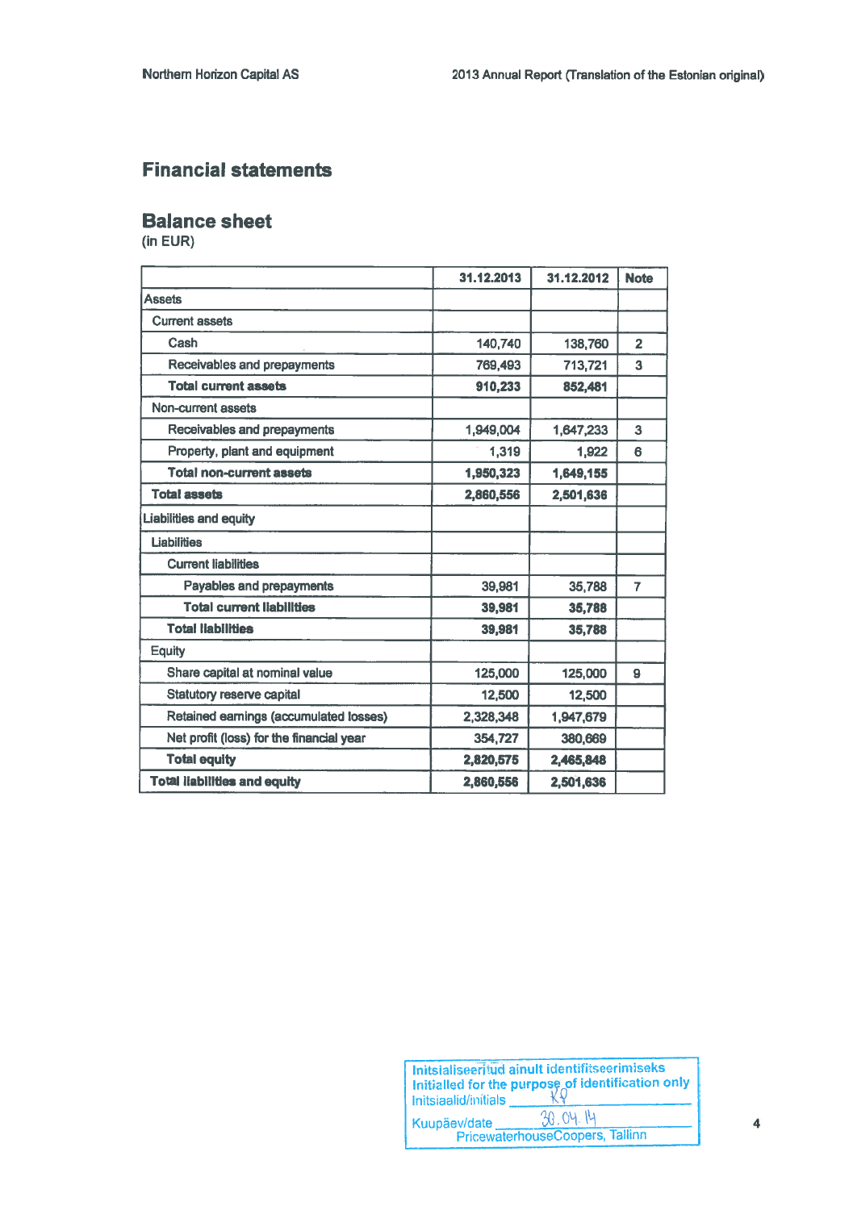# Financial statements

## Balance sheet

(in EUR)

| | 31.12.2013 | 31.12.2012 | Note |
|---|---|---|---|
| Assets | | | |
| Current assets | | | |
| Cash | 140,740 | 138,760 | 2 |
| Receivables and prepayments | 769,493 | 713,721 | 3 |
| **Total current assets** | **910,233** | **852,481** | |
| Non-current assets | | | |
| Receivables and prepayments | 1,949,004 | 1,647,233 | 3 |
| Property, plant and equipment | 1,319 | 1,922 | 6 |
| **Total non-current assets** | **1,950,323** | **1,649,155** | |
| **Total assets** | **2,860,556** | **2,501,636** | |
| Liabilities and equity | | | |
| Liabilities | | | |
| Current liabilities | | | |
| Payables and prepayments | 39,981 | 35,788 | 7 |
| **Total current liabilities** | **39,981** | **35,788** | |
| **Total liabilities** | **39,981** | **35,788** | |
| Equity | | | |
| Share capital at nominal value | 125,000 | 125,000 | 9 |
| Statutory reserve capital | 12,500 | 12,500 | |
| Retained earnings (accumulated losses) | 2,328,348 | 1,947,679 | |
| Net profit (loss) for the financial year | 354,727 | 380,669 | |
| **Total equity** | **2,820,575** | **2,465,848** | |
| **Total liabilities and equity** | **2,860,556** | **2,501,636** | |

Initsialiseeritud ainult identifitseerimiseks
Initialled for the purpose of identification only
Initsiaalid/initials KP
Kuupäev/date 30.04.14
PricewaterhouseCoopers, Tallinn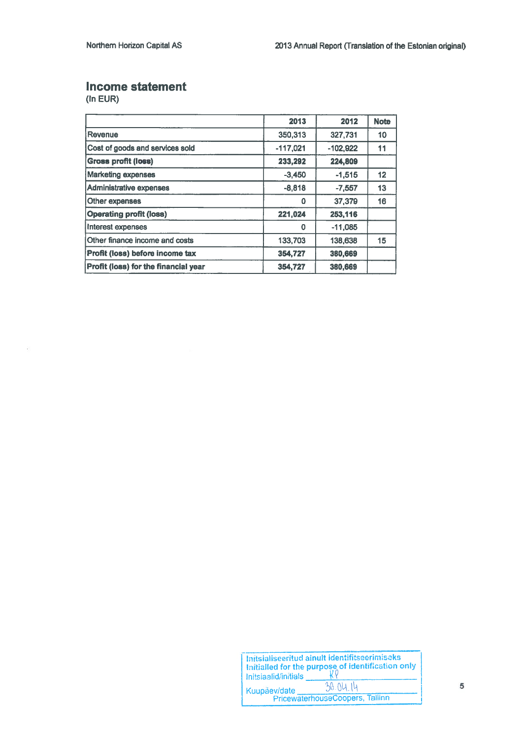## Income statement

(In EUR)

| | 2013 | 2012 | Note |
|---|---|---|---|
| Revenue | 350,313 | 327,731 | 10 |
| Cost of goods and services sold | -117,021 | -102,922 | 11 |
| **Gross profit (loss)** | **233,292** | **224,809** | |
| Marketing expenses | -3,450 | -1,515 | 12 |
| Administrative expenses | -8,818 | -7,557 | 13 |
| Other expenses | 0 | 37,379 | 16 |
| **Operating profit (loss)** | **221,024** | **253,116** | |
| Interest expenses | 0 | -11,085 | |
| Other finance income and costs | 133,703 | 138,638 | 15 |
| **Profit (loss) before income tax** | **354,727** | **380,669** | |
| **Profit (loss) for the financial year** | **354,727** | **380,669** | |

Initsialiseeritud ainult identifitseerimiseks
Initialled for the purpose of identification only
Initsiaalid/initials KP
Kuupäev/date 30.04.14
PricewaterhouseCoopers, Tallinn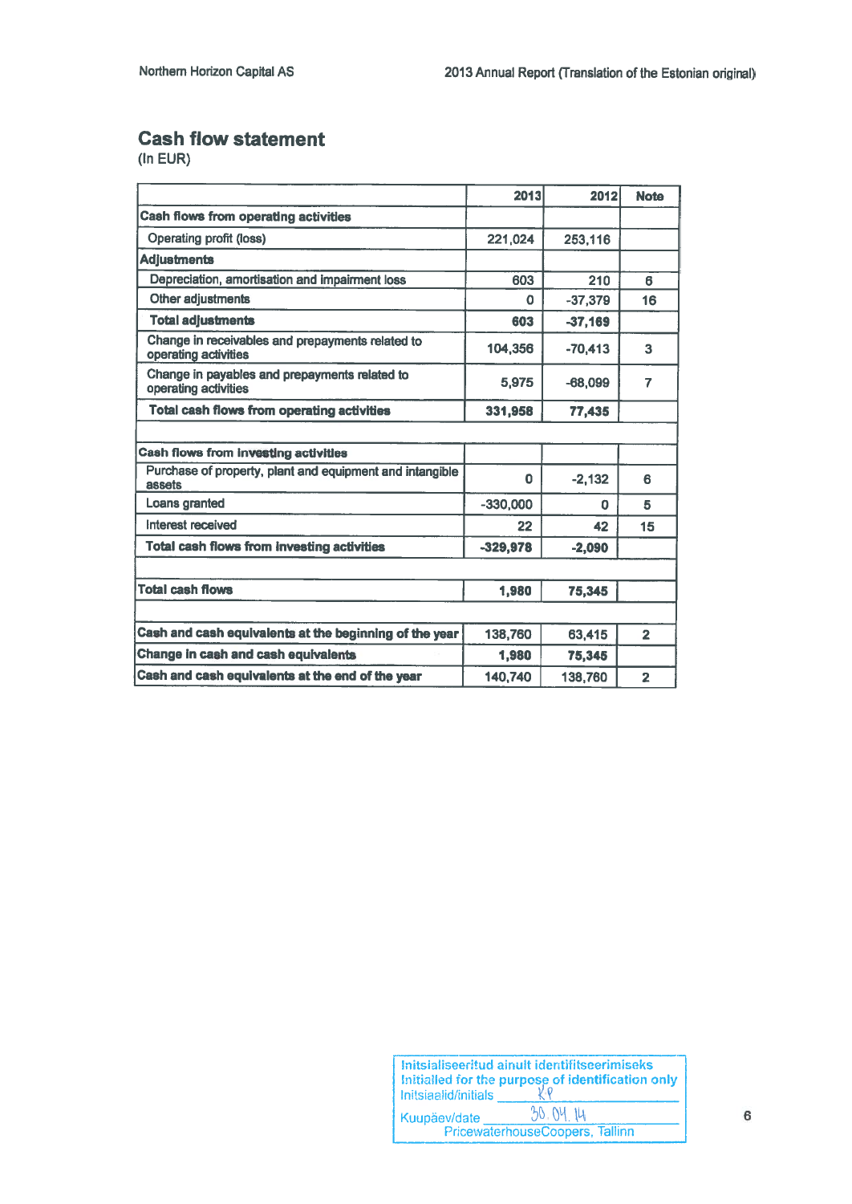# Cash flow statement

(In EUR)

| | 2013 | 2012 | Note |
|---|---|---|---|
| **Cash flows from operating activities** | | | |
| Operating profit (loss) | 221,024 | 253,116 | |
| **Adjustments** | | | |
| Depreciation, amortisation and impairment loss | 603 | 210 | 6 |
| Other adjustments | 0 | -37,379 | 16 |
| **Total adjustments** | **603** | **-37,169** | |
| Change in receivables and prepayments related to operating activities | 104,356 | -70,413 | 3 |
| Change in payables and prepayments related to operating activities | 5,975 | -68,099 | 7 |
| **Total cash flows from operating activities** | **331,958** | **77,435** | |
| | | | |
| **Cash flows from investing activities** | | | |
| Purchase of property, plant and equipment and intangible assets | 0 | -2,132 | 6 |
| Loans granted | -330,000 | 0 | 5 |
| Interest received | 22 | 42 | 15 |
| **Total cash flows from investing activities** | **-329,978** | **-2,090** | |
| | | | |
| **Total cash flows** | **1,980** | **75,345** | |
| | | | |
| **Cash and cash equivalents at the beginning of the year** | 138,760 | 63,415 | 2 |
| **Change in cash and cash equivalents** | **1,980** | **75,345** | |
| **Cash and cash equivalents at the end of the year** | 140,740 | 138,760 | 2 |

Initsialiseeritud ainult identifitseerimiseks
Initialled for the purpose of identification only
Initsiaalid/initials KP
Kuupäev/date 30.04.14
PricewaterhouseCoopers, Tallinn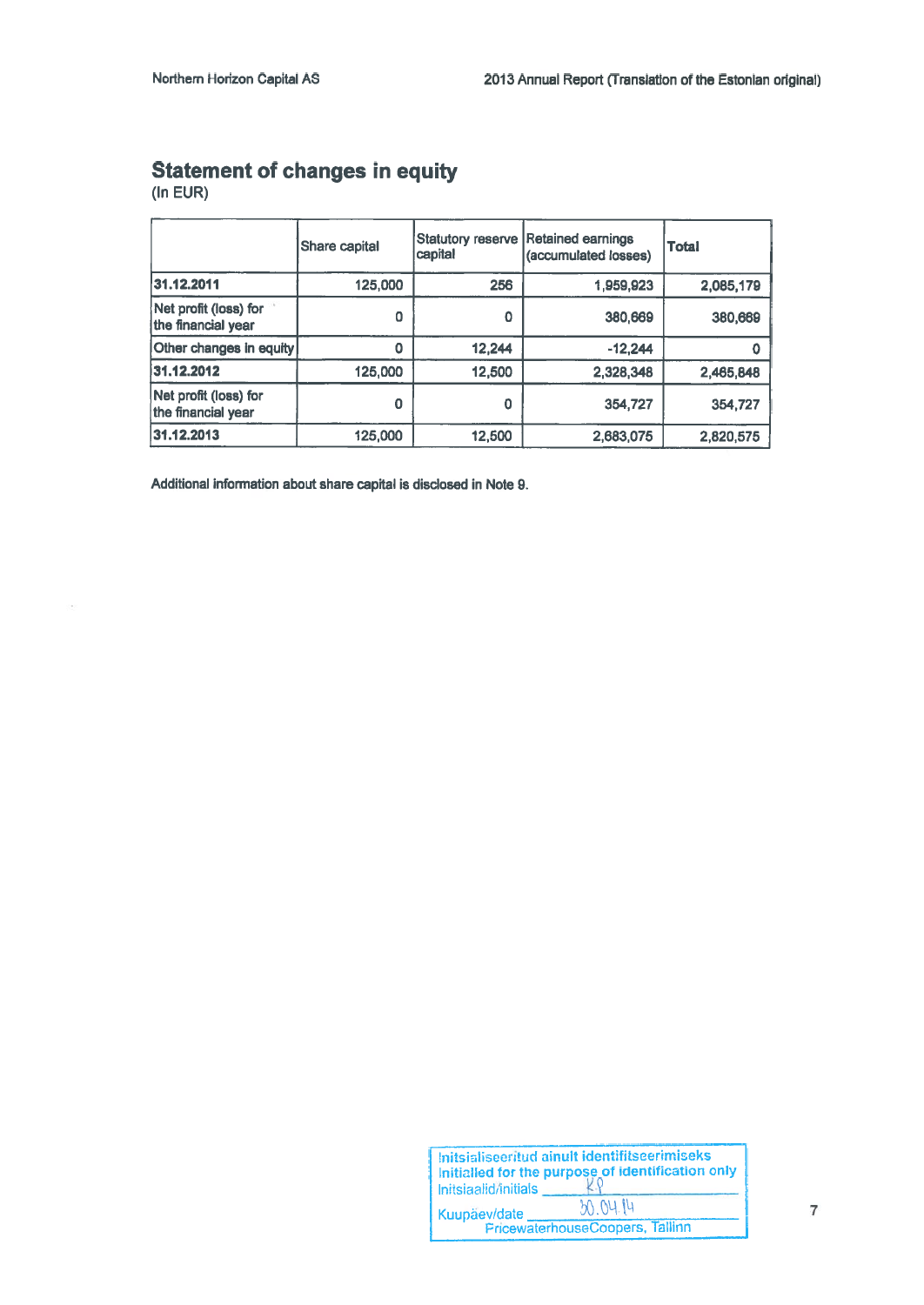## Statement of changes in equity

(In EUR)

| | Share capital | Statutory reserve capital | Retained earnings (accumulated losses) | Total |
|---|---|---|---|---|
| **31.12.2011** | 125,000 | 256 | 1,959,923 | 2,085,179 |
| Net profit (loss) for the financial year | 0 | 0 | 380,669 | 380,669 |
| Other changes in equity | 0 | 12,244 | -12,244 | 0 |
| **31.12.2012** | 125,000 | 12,500 | 2,328,348 | 2,465,848 |
| Net profit (loss) for the financial year | 0 | 0 | 354,727 | 354,727 |
| **31.12.2013** | 125,000 | 12,500 | 2,683,075 | 2,820,575 |

Additional information about share capital is disclosed in Note 9.

Initsialiseeritud ainult identifitseerimiseks
Initialled for the purpose of identification only
Initsiaalid/initials KP
Kuupäev/date 30.04.14
PricewaterhouseCoopers, Tallinn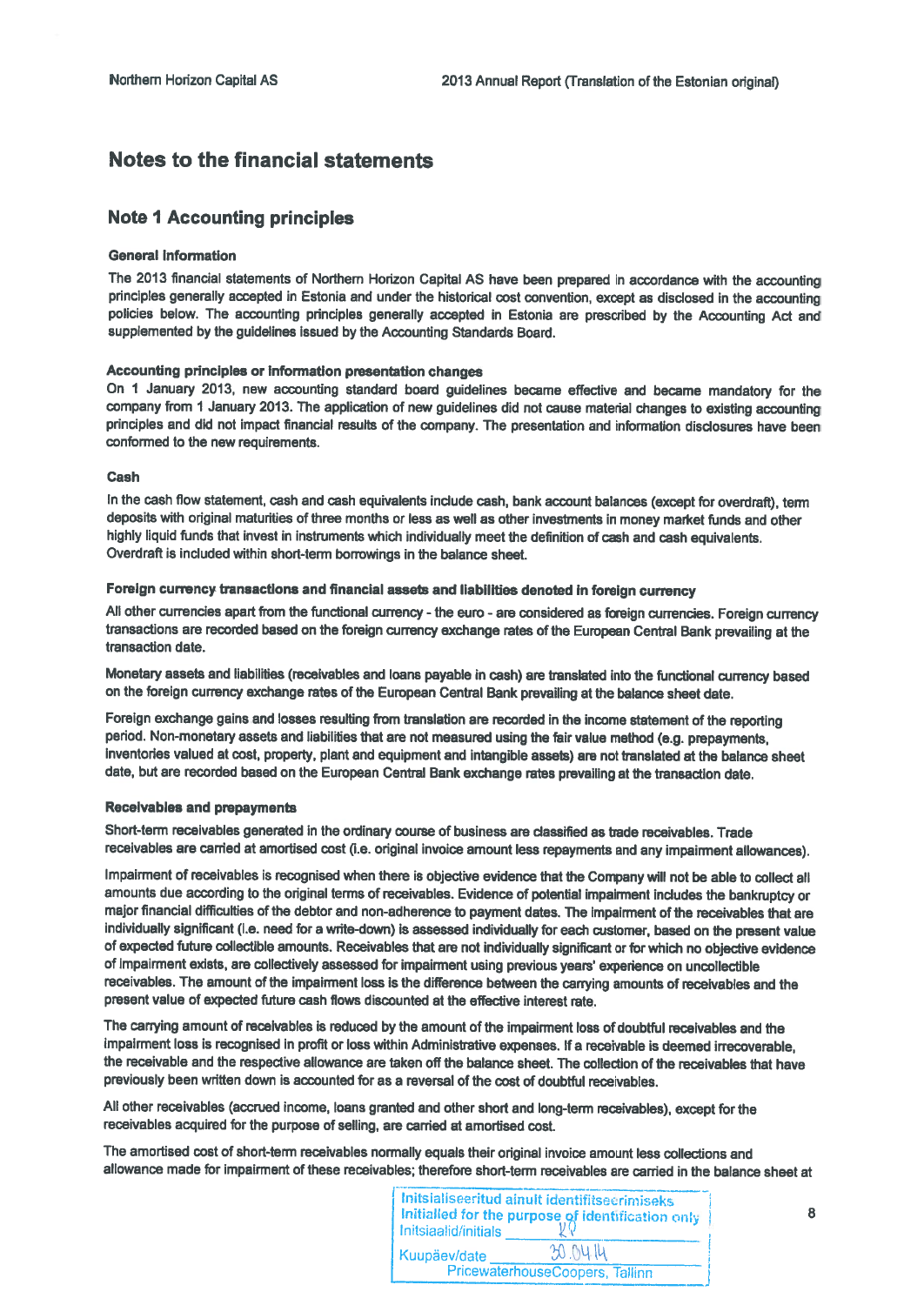# Notes to the financial statements

## Note 1 Accounting principles

### General Information

The 2013 financial statements of Northern Horizon Capital AS have been prepared in accordance with the accounting principles generally accepted in Estonia and under the historical cost convention, except as disclosed in the accounting policies below. The accounting principles generally accepted in Estonia are prescribed by the Accounting Act and supplemented by the guidelines issued by the Accounting Standards Board.

### Accounting principles or information presentation changes

On 1 January 2013, new accounting standard board guidelines became effective and became mandatory for the company from 1 January 2013. The application of new guidelines did not cause material changes to existing accounting principles and did not impact financial results of the company. The presentation and information disclosures have been conformed to the new requirements.

### Cash

In the cash flow statement, cash and cash equivalents include cash, bank account balances (except for overdraft), term deposits with original maturities of three months or less as well as other investments in money market funds and other highly liquid funds that invest in instruments which individually meet the definition of cash and cash equivalents. Overdraft is included within short-term borrowings in the balance sheet.

### Foreign currency transactions and financial assets and liabilities denoted in foreign currency

All other currencies apart from the functional currency - the euro - are considered as foreign currencies. Foreign currency transactions are recorded based on the foreign currency exchange rates of the European Central Bank prevailing at the transaction date.

Monetary assets and liabilities (receivables and loans payable in cash) are translated into the functional currency based on the foreign currency exchange rates of the European Central Bank prevailing at the balance sheet date.

Foreign exchange gains and losses resulting from translation are recorded in the income statement of the reporting period. Non-monetary assets and liabilities that are not measured using the fair value method (e.g. prepayments, inventories valued at cost, property, plant and equipment and intangible assets) are not translated at the balance sheet date, but are recorded based on the European Central Bank exchange rates prevailing at the transaction date.

### Receivables and prepayments

Short-term receivables generated in the ordinary course of business are classified as trade receivables. Trade receivables are carried at amortised cost (i.e. original invoice amount less repayments and any impairment allowances).

Impairment of receivables is recognised when there is objective evidence that the Company will not be able to collect all amounts due according to the original terms of receivables. Evidence of potential impairment includes the bankruptcy or major financial difficulties of the debtor and non-adherence to payment dates. The impairment of the receivables that are individually significant (i.e. need for a write-down) is assessed individually for each customer, based on the present value of expected future collectible amounts. Receivables that are not individually significant or for which no objective evidence of impairment exists, are collectively assessed for impairment using previous years' experience on uncollectible receivables. The amount of the impairment loss is the difference between the carrying amounts of receivables and the present value of expected future cash flows discounted at the effective interest rate.

The carrying amount of receivables is reduced by the amount of the impairment loss of doubtful receivables and the impairment loss is recognised in profit or loss within Administrative expenses. If a receivable is deemed irrecoverable, the receivable and the respective allowance are taken off the balance sheet. The collection of the receivables that have previously been written down is accounted for as a reversal of the cost of doubtful receivables.

All other receivables (accrued income, loans granted and other short and long-term receivables), except for the receivables acquired for the purpose of selling, are carried at amortised cost.

The amortised cost of short-term receivables normally equals their original invoice amount less collections and allowance made for impairment of these receivables; therefore short-term receivables are carried in the balance sheet at

Initsialiseeritud ainult identifitseerimiseks
Initialled for the purpose of identification only
Initsiaalid/initials KP
Kuupäev/date 30.04.14
PricewaterhouseCoopers, Tallinn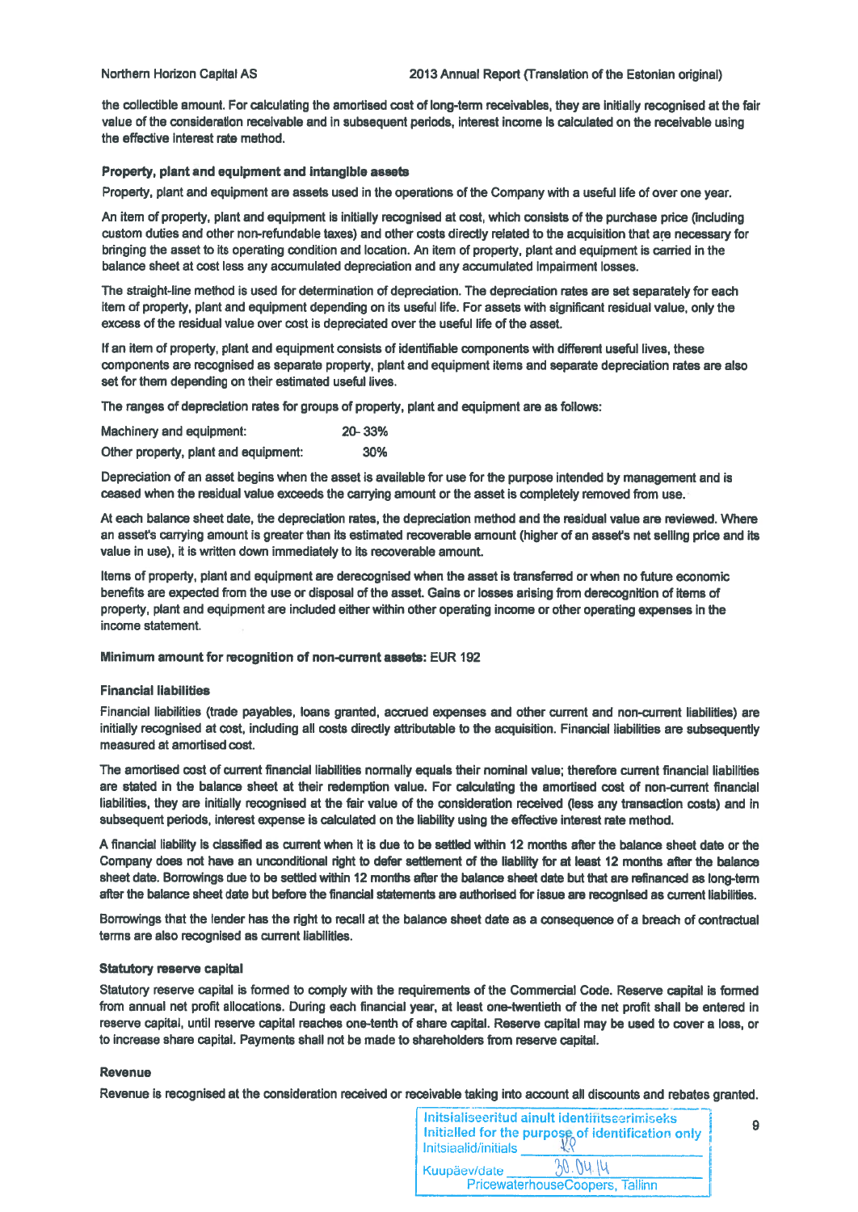the collectible amount. For calculating the amortised cost of long-term receivables, they are initially recognised at the fair value of the consideration receivable and in subsequent periods, interest income is calculated on the receivable using the effective interest rate method.

**Property, plant and equipment and intangible assets**

Property, plant and equipment are assets used in the operations of the Company with a useful life of over one year.

An item of property, plant and equipment is initially recognised at cost, which consists of the purchase price (including custom duties and other non-refundable taxes) and other costs directly related to the acquisition that are necessary for bringing the asset to its operating condition and location. An item of property, plant and equipment is carried in the balance sheet at cost less any accumulated depreciation and any accumulated impairment losses.

The straight-line method is used for determination of depreciation. The depreciation rates are set separately for each item of property, plant and equipment depending on its useful life. For assets with significant residual value, only the excess of the residual value over cost is depreciated over the useful life of the asset.

If an item of property, plant and equipment consists of identifiable components with different useful lives, these components are recognised as separate property, plant and equipment items and separate depreciation rates are also set for them depending on their estimated useful lives.

The ranges of depreciation rates for groups of property, plant and equipment are as follows:

| | |
|---|---|
| Machinery and equipment: | 20- 33% |
| Other property, plant and equipment: | 30% |

Depreciation of an asset begins when the asset is available for use for the purpose intended by management and is ceased when the residual value exceeds the carrying amount or the asset is completely removed from use.

At each balance sheet date, the depreciation rates, the depreciation method and the residual value are reviewed. Where an asset's carrying amount is greater than its estimated recoverable amount (higher of an asset's net selling price and its value in use), it is written down immediately to its recoverable amount.

Items of property, plant and equipment are derecognised when the asset is transferred or when no future economic benefits are expected from the use or disposal of the asset. Gains or losses arising from derecognition of items of property, plant and equipment are included either within other operating income or other operating expenses in the income statement.

**Minimum amount for recognition of non-current assets:** EUR 192

**Financial liabilities**

Financial liabilities (trade payables, loans granted, accrued expenses and other current and non-current liabilities) are initially recognised at cost, including all costs directly attributable to the acquisition. Financial liabilities are subsequently measured at amortised cost.

The amortised cost of current financial liabilities normally equals their nominal value; therefore current financial liabilities are stated in the balance sheet at their redemption value. For calculating the amortised cost of non-current financial liabilities, they are initially recognised at the fair value of the consideration received (less any transaction costs) and in subsequent periods, interest expense is calculated on the liability using the effective interest rate method.

A financial liability is classified as current when it is due to be settled within 12 months after the balance sheet date or the Company does not have an unconditional right to defer settlement of the liability for at least 12 months after the balance sheet date. Borrowings due to be settled within 12 months after the balance sheet date but that are refinanced as long-term after the balance sheet date but before the financial statements are authorised for issue are recognised as current liabilities.

Borrowings that the lender has the right to recall at the balance sheet date as a consequence of a breach of contractual terms are also recognised as current liabilities.

**Statutory reserve capital**

Statutory reserve capital is formed to comply with the requirements of the Commercial Code. Reserve capital is formed from annual net profit allocations. During each financial year, at least one-twentieth of the net profit shall be entered in reserve capital, until reserve capital reaches one-tenth of share capital. Reserve capital may be used to cover a loss, or to increase share capital. Payments shall not be made to shareholders from reserve capital.

**Revenue**

Revenue is recognised at the consideration received or receivable taking into account all discounts and rebates granted.

Initsialiseeritud ainult identifitseerimiseks
Initialled for the purpose of identification only
Initsiaalid/initials
Kuupäev/date 30.04.14
PricewaterhouseCoopers, Tallinn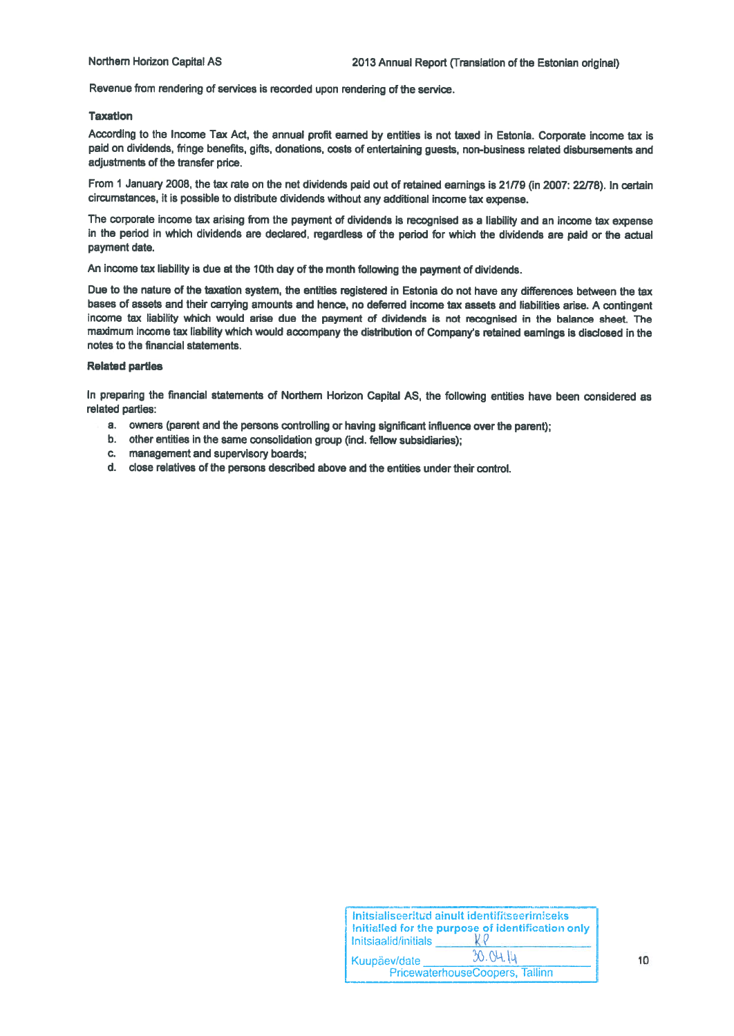Revenue from rendering of services is recorded upon rendering of the service.

**Taxation**

According to the Income Tax Act, the annual profit earned by entities is not taxed in Estonia. Corporate income tax is paid on dividends, fringe benefits, gifts, donations, costs of entertaining guests, non-business related disbursements and adjustments of the transfer price.

From 1 January 2008, the tax rate on the net dividends paid out of retained earnings is 21/79 (in 2007: 22/78). In certain circumstances, it is possible to distribute dividends without any additional income tax expense.

The corporate income tax arising from the payment of dividends is recognised as a liability and an income tax expense in the period in which dividends are declared, regardless of the period for which the dividends are paid or the actual payment date.

An income tax liability is due at the 10th day of the month following the payment of dividends.

Due to the nature of the taxation system, the entities registered in Estonia do not have any differences between the tax bases of assets and their carrying amounts and hence, no deferred income tax assets and liabilities arise. A contingent income tax liability which would arise due the payment of dividends is not recognised in the balance sheet. The maximum income tax liability which would accompany the distribution of Company's retained earnings is disclosed in the notes to the financial statements.

**Related parties**

In preparing the financial statements of Northern Horizon Capital AS, the following entities have been considered as related parties:

a. owners (parent and the persons controlling or having significant influence over the parent);
b. other entities in the same consolidation group (incl. fellow subsidiaries);
c. management and supervisory boards;
d. close relatives of the persons described above and the entities under their control.

Initsialiseeritud ainult identifitseerimiseks
Initialled for the purpose of identification only
Initsiaalid/initials KP
Kuupäev/date 30.04.14
PricewaterhouseCoopers, Tallinn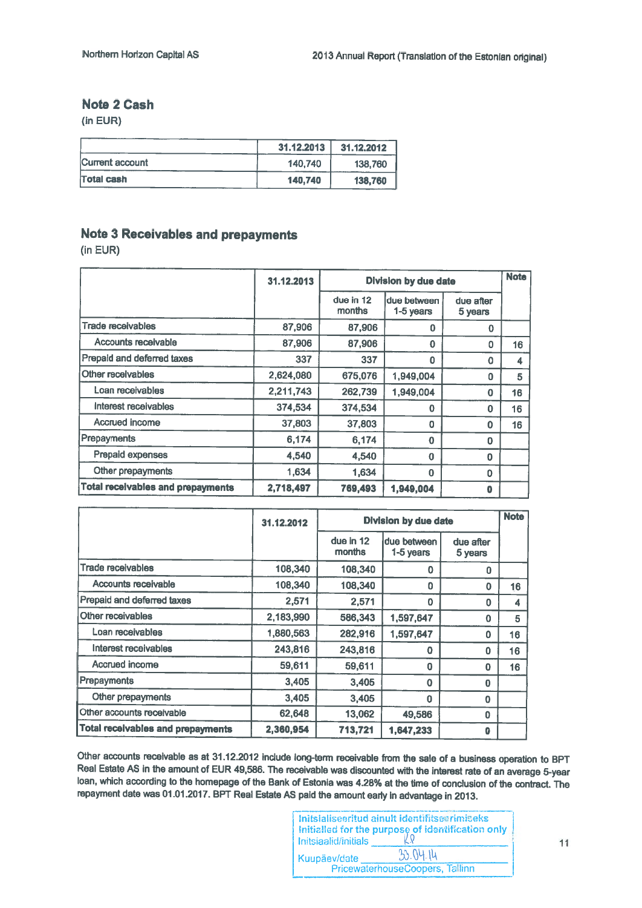## Note 2 Cash

(in EUR)

| | 31.12.2013 | 31.12.2012 |
|---|---|---|
| Current account | 140,740 | 138,760 |
| **Total cash** | **140,740** | **138,760** |

## Note 3 Receivables and prepayments

(in EUR)

| | 31.12.2013 | Division by due date | | | Note |
|---|---|---|---|---|---|
| | | due in 12 months | due between 1-5 years | due after 5 years | |
| Trade receivables | 87,906 | 87,906 | 0 | 0 | |
| Accounts receivable | 87,906 | 87,906 | 0 | 0 | 16 |
| Prepaid and deferred taxes | 337 | 337 | 0 | 0 | 4 |
| Other receivables | 2,624,080 | 675,076 | 1,949,004 | 0 | 5 |
| Loan receivables | 2,211,743 | 262,739 | 1,949,004 | 0 | 16 |
| Interest receivables | 374,534 | 374,534 | 0 | 0 | 16 |
| Accrued income | 37,803 | 37,803 | 0 | 0 | 16 |
| Prepayments | 6,174 | 6,174 | 0 | 0 | |
| Prepaid expenses | 4,540 | 4,540 | 0 | 0 | |
| Other prepayments | 1,634 | 1,634 | 0 | 0 | |
| **Total receivables and prepayments** | **2,718,497** | **769,493** | **1,949,004** | **0** | |

| | 31.12.2012 | Division by due date | | | Note |
|---|---|---|---|---|---|
| | | due in 12 months | due between 1-5 years | due after 5 years | |
| Trade receivables | 108,340 | 108,340 | 0 | 0 | |
| Accounts receivable | 108,340 | 108,340 | 0 | 0 | 16 |
| Prepaid and deferred taxes | 2,571 | 2,571 | 0 | 0 | 4 |
| Other receivables | 2,183,990 | 586,343 | 1,597,647 | 0 | 5 |
| Loan receivables | 1,880,563 | 282,916 | 1,597,647 | 0 | 16 |
| Interest receivables | 243,816 | 243,816 | 0 | 0 | 16 |
| Accrued income | 59,611 | 59,611 | 0 | 0 | 16 |
| Prepayments | 3,405 | 3,405 | 0 | 0 | |
| Other prepayments | 3,405 | 3,405 | 0 | 0 | |
| Other accounts receivable | 62,648 | 13,062 | 49,586 | 0 | |
| **Total receivables and prepayments** | **2,360,954** | **713,721** | **1,647,233** | **0** | |

Other accounts receivable as at 31.12.2012 include long-term receivable from the sale of a business operation to BPT Real Estate AS in the amount of EUR 49,586. The receivable was discounted with the interest rate of an average 5-year loan, which according to the homepage of the Bank of Estonia was 4.28% at the time of conclusion of the contract. The repayment date was 01.01.2017. BPT Real Estate AS paid the amount early in advantage in 2013.

Initsialiseeritud ainult identifitseerimiseks
Initialled for the purpose of identification only
Initsiaalid/initials KP
Kuupäev/date 30.04.14
PricewaterhouseCoopers, Tallinn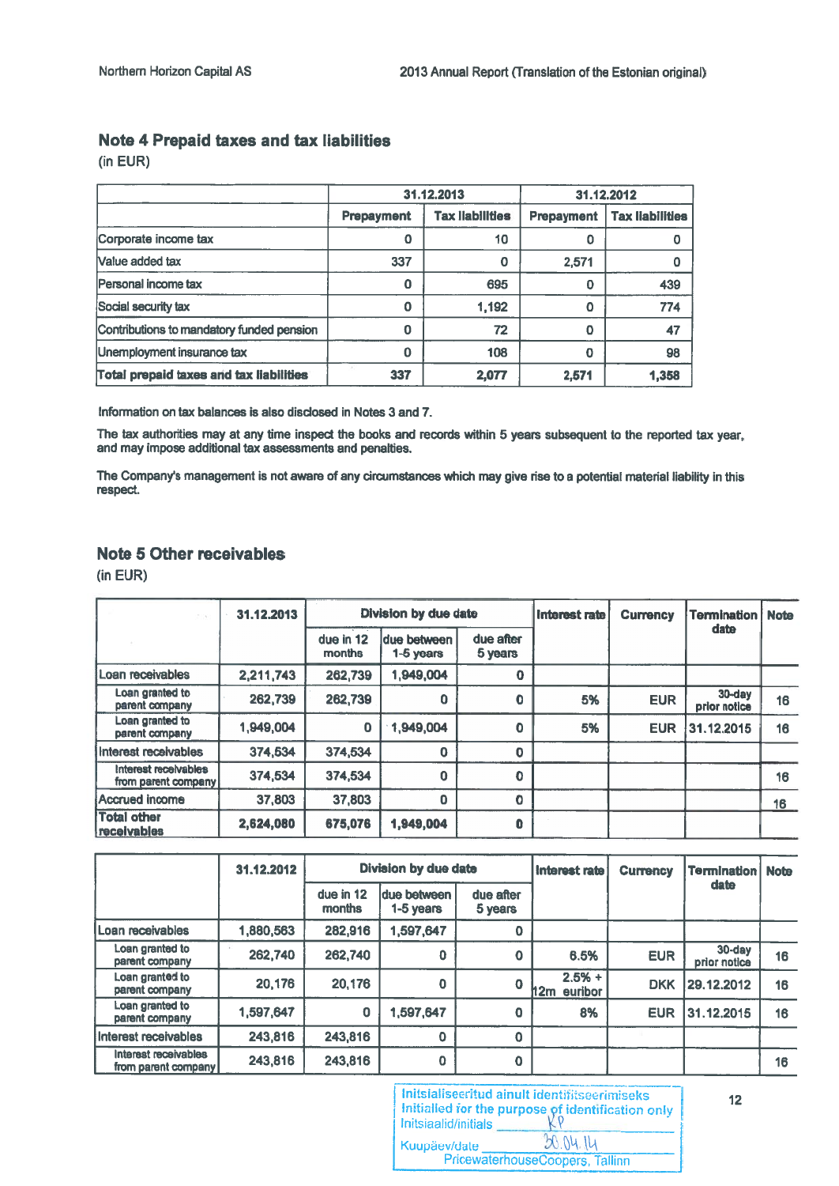## Note 4 Prepaid taxes and tax liabilities

(in EUR)

| | 31.12.2013 | | 31.12.2012 | |
|---|---|---|---|---|
| | Prepayment | Tax liabilities | Prepayment | Tax liabilities |
| Corporate income tax | 0 | 10 | 0 | 0 |
| Value added tax | 337 | 0 | 2,571 | 0 |
| Personal income tax | 0 | 695 | 0 | 439 |
| Social security tax | 0 | 1,192 | 0 | 774 |
| Contributions to mandatory funded pension | 0 | 72 | 0 | 47 |
| Unemployment insurance tax | 0 | 108 | 0 | 98 |
| **Total prepaid taxes and tax liabilities** | 337 | 2,077 | 2,571 | 1,358 |

Information on tax balances is also disclosed in Notes 3 and 7.

The tax authorities may at any time inspect the books and records within 5 years subsequent to the reported tax year, and may impose additional tax assessments and penalties.

The Company's management is not aware of any circumstances which may give rise to a potential material liability in this respect.

## Note 5 Other receivables

(in EUR)

| | 31.12.2013 | Division by due date | | | Interest rate | Currency | Termination date | Note |
|---|---|---|---|---|---|---|---|---|
| | | due in 12 months | due between 1-5 years | due after 5 years | | | | |
| Loan receivables | 2,211,743 | 262,739 | 1,949,004 | 0 | | | | |
| Loan granted to parent company | 262,739 | 262,739 | 0 | 0 | 5% | EUR | 30-day prior notice | 16 |
| Loan granted to parent company | 1,949,004 | 0 | 1,949,004 | 0 | 5% | EUR | 31.12.2015 | 16 |
| Interest receivables | 374,534 | 374,534 | 0 | 0 | | | | |
| Interest receivables from parent company | 374,534 | 374,534 | 0 | 0 | | | | 16 |
| Accrued income | 37,803 | 37,803 | 0 | 0 | | | | 16 |
| **Total other receivables** | 2,624,080 | 675,076 | 1,949,004 | 0 | | | | |

| | 31.12.2012 | Division by due date | | | Interest rate | Currency | Termination date | Note |
|---|---|---|---|---|---|---|---|---|
| | | due in 12 months | due between 1-5 years | due after 5 years | | | | |
| Loan receivables | 1,880,563 | 282,916 | 1,597,647 | 0 | | | | |
| Loan granted to parent company | 262,740 | 262,740 | 0 | 0 | 6.5% | EUR | 30-day prior notice | 16 |
| Loan granted to parent company | 20,176 | 20,176 | 0 | 0 | 2.5% + 12m euribor | DKK | 29.12.2012 | 16 |
| Loan granted to parent company | 1,597,647 | 0 | 1,597,647 | 0 | 8% | EUR | 31.12.2015 | 16 |
| Interest receivables | 243,816 | 243,816 | 0 | 0 | | | | |
| Interest receivables from parent company | 243,816 | 243,816 | 0 | 0 | | | | 16 |

Initsialiseeritud ainult identifitseerimiseks
Initialled for the purpose of identification only
Initsiaalid/initials KP
Kuupäev/date 30.04.14
PricewaterhouseCoopers, Tallinn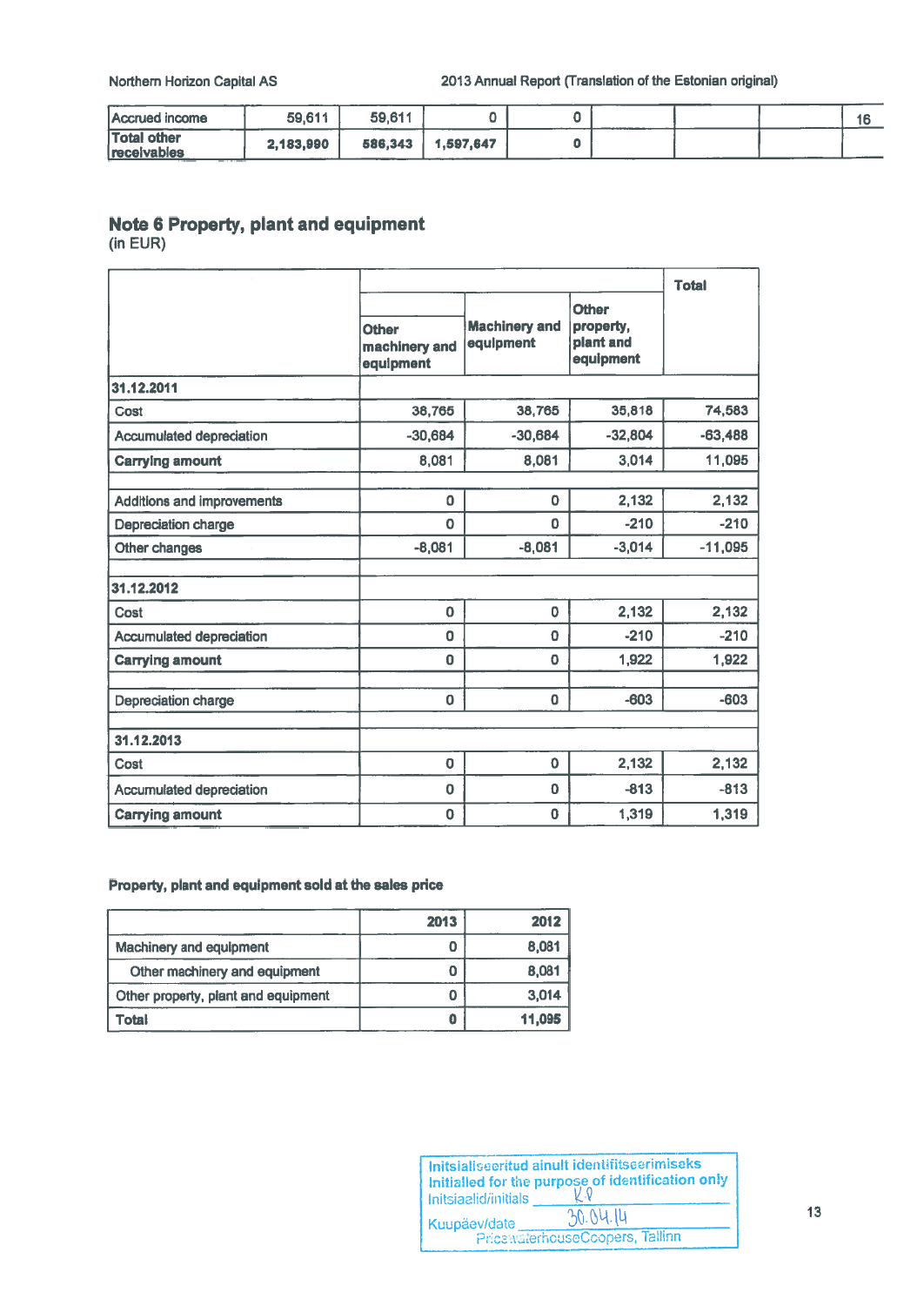| Accrued income | 59,611 | 59,611 | 0 | 0 | | | | 16 |
|---|---|---|---|---|---|---|---|---|
| Total other receivables | 2,183,990 | 586,343 | 1,597,647 | 0 | | | | |

## Note 6 Property, plant and equipment

(in EUR)

| | | | | Total |
|---|---|---|---|---|
| | Other machinery and equipment | Machinery and equipment | Other property, plant and equipment | |
| **31.12.2011** | | | | |
| Cost | 38,765 | 38,765 | 35,818 | 74,583 |
| Accumulated depreciation | -30,684 | -30,684 | -32,804 | -63,488 |
| **Carrying amount** | 8,081 | 8,081 | 3,014 | 11,095 |
| | | | | |
| Additions and improvements | 0 | 0 | 2,132 | 2,132 |
| Depreciation charge | 0 | 0 | -210 | -210 |
| Other changes | -8,081 | -8,081 | -3,014 | -11,095 |
| | | | | |
| **31.12.2012** | | | | |
| Cost | 0 | 0 | 2,132 | 2,132 |
| Accumulated depreciation | 0 | 0 | -210 | -210 |
| **Carrying amount** | 0 | 0 | 1,922 | 1,922 |
| | | | | |
| Depreciation charge | 0 | 0 | -603 | -603 |
| | | | | |
| **31.12.2013** | | | | |
| Cost | 0 | 0 | 2,132 | 2,132 |
| Accumulated depreciation | 0 | 0 | -813 | -813 |
| **Carrying amount** | 0 | 0 | 1,319 | 1,319 |

### Property, plant and equipment sold at the sales price

| | 2013 | 2012 |
|---|---|---|
| Machinery and equipment | 0 | 8,081 |
| Other machinery and equipment | 0 | 8,081 |
| Other property, plant and equipment | 0 | 3,014 |
| **Total** | 0 | 11,095 |

Initsialiseeritud ainult identifitseerimiseks
Initialled for the purpose of identification only
Initsiaalid/initials KP
Kuupäev/date 30.04.14
PricewaterhouseCoopers, Tallinn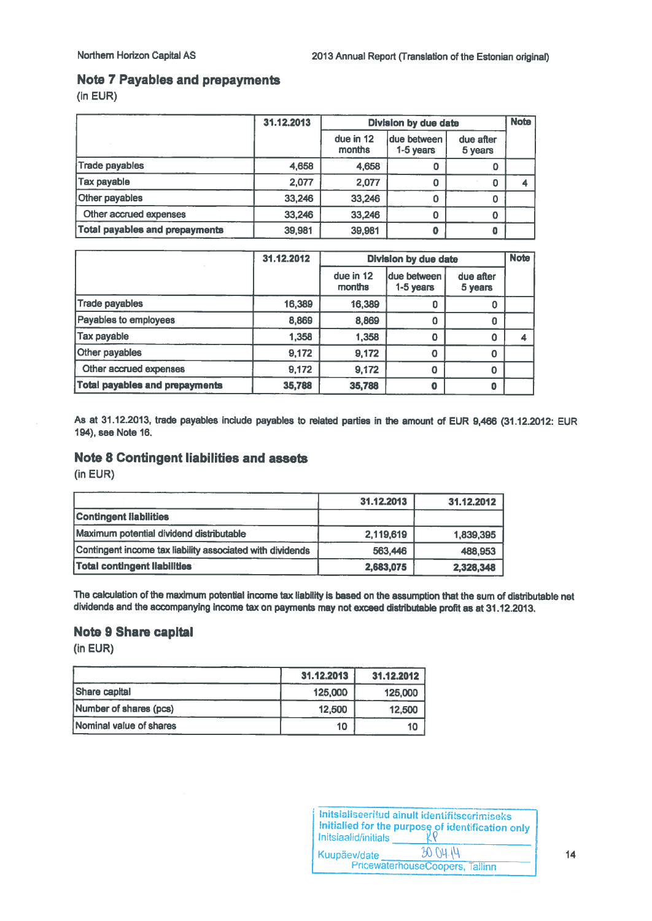## Note 7 Payables and prepayments

(in EUR)

| | 31.12.2013 | Division by due date | | | Note |
|---|---|---|---|---|---|
| | | due in 12 months | due between 1-5 years | due after 5 years | |
| Trade payables | 4,658 | 4,658 | 0 | 0 | |
| Tax payable | 2,077 | 2,077 | 0 | 0 | 4 |
| Other payables | 33,246 | 33,246 | 0 | 0 | |
| Other accrued expenses | 33,246 | 33,246 | 0 | 0 | |
| **Total payables and prepayments** | **39,981** | **39,981** | **0** | **0** | |

| | 31.12.2012 | Division by due date | | | Note |
|---|---|---|---|---|---|
| | | due in 12 months | due between 1-5 years | due after 5 years | |
| Trade payables | 16,389 | 16,389 | 0 | 0 | |
| Payables to employees | 8,869 | 8,869 | 0 | 0 | |
| Tax payable | 1,358 | 1,358 | 0 | 0 | 4 |
| Other payables | 9,172 | 9,172 | 0 | 0 | |
| Other accrued expenses | 9,172 | 9,172 | 0 | 0 | |
| **Total payables and prepayments** | **35,788** | **35,788** | **0** | **0** | |

As at 31.12.2013, trade payables include payables to related parties in the amount of EUR 9,466 (31.12.2012: EUR 194), see Note 16.

## Note 8 Contingent liabilities and assets

(in EUR)

| | 31.12.2013 | 31.12.2012 |
|---|---|---|
| **Contingent liabilities** | | |
| Maximum potential dividend distributable | 2,119,619 | 1,839,395 |
| Contingent income tax liability associated with dividends | 563,446 | 488,953 |
| **Total contingent liabilities** | **2,683,075** | **2,328,348** |

The calculation of the maximum potential income tax liability is based on the assumption that the sum of distributable net dividends and the accompanying income tax on payments may not exceed distributable profit as at 31.12.2013.

## Note 9 Share capital

(in EUR)

| | 31.12.2013 | 31.12.2012 |
|---|---|---|
| Share capital | 125,000 | 125,000 |
| Number of shares (pcs) | 12,500 | 12,500 |
| Nominal value of shares | 10 | 10 |

Initsialiseeritud ainult identifitseerimiseks
Initialled for the purpose of identification only
Initsiaalid/initials KP
Kuupäev/date 30.04.14
PricewaterhouseCoopers, Tallinn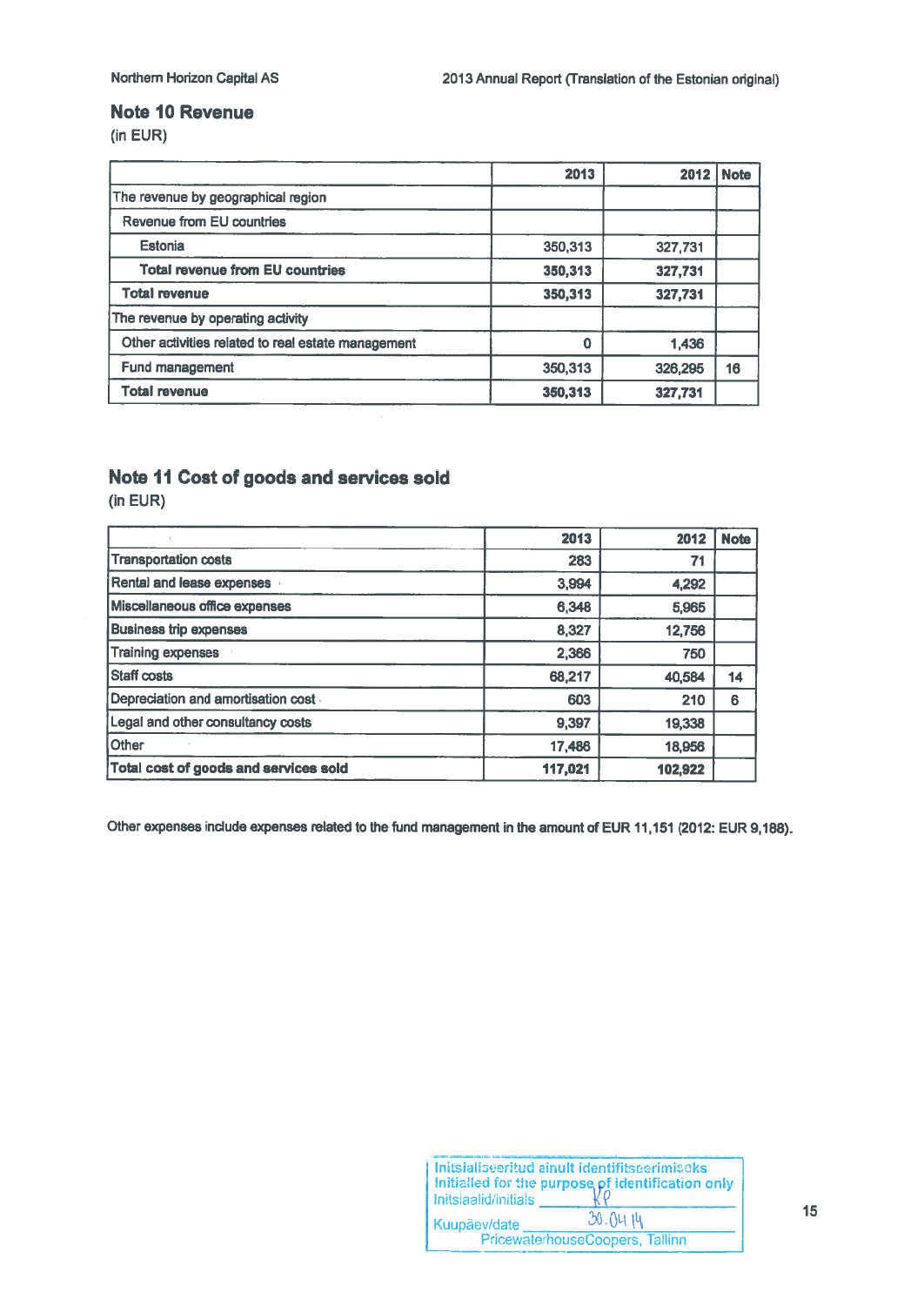## Note 10 Revenue

(in EUR)

| | 2013 | 2012 | Note |
|---|---|---|---|
| The revenue by geographical region | | | |
| Revenue from EU countries | | | |
| Estonia | 350,313 | 327,731 | |
| **Total revenue from EU countries** | **350,313** | **327,731** | |
| **Total revenue** | **350,313** | **327,731** | |
| The revenue by operating activity | | | |
| Other activities related to real estate management | 0 | 1,436 | |
| Fund management | 350,313 | 326,295 | 16 |
| **Total revenue** | **350,313** | **327,731** | |

## Note 11 Cost of goods and services sold

(in EUR)

| | 2013 | 2012 | Note |
|---|---|---|---|
| Transportation costs | 283 | 71 | |
| Rental and lease expenses | 3,994 | 4,292 | |
| Miscellaneous office expenses | 6,348 | 5,965 | |
| Business trip expenses | 8,327 | 12,756 | |
| Training expenses | 2,366 | 750 | |
| Staff costs | 68,217 | 40,584 | 14 |
| Depreciation and amortisation cost | 603 | 210 | 6 |
| Legal and other consultancy costs | 9,397 | 19,338 | |
| Other | 17,486 | 18,956 | |
| **Total cost of goods and services sold** | **117,021** | **102,922** | |

Other expenses include expenses related to the fund management in the amount of EUR 11,151 (2012: EUR 9,188).

Initsialiseeritud ainult identifitseerimiseks
Initialled for the purpose of identification only
Initsiaalid/initials KP
Kuupäev/date 30.04.14
PricewaterhouseCoopers, Tallinn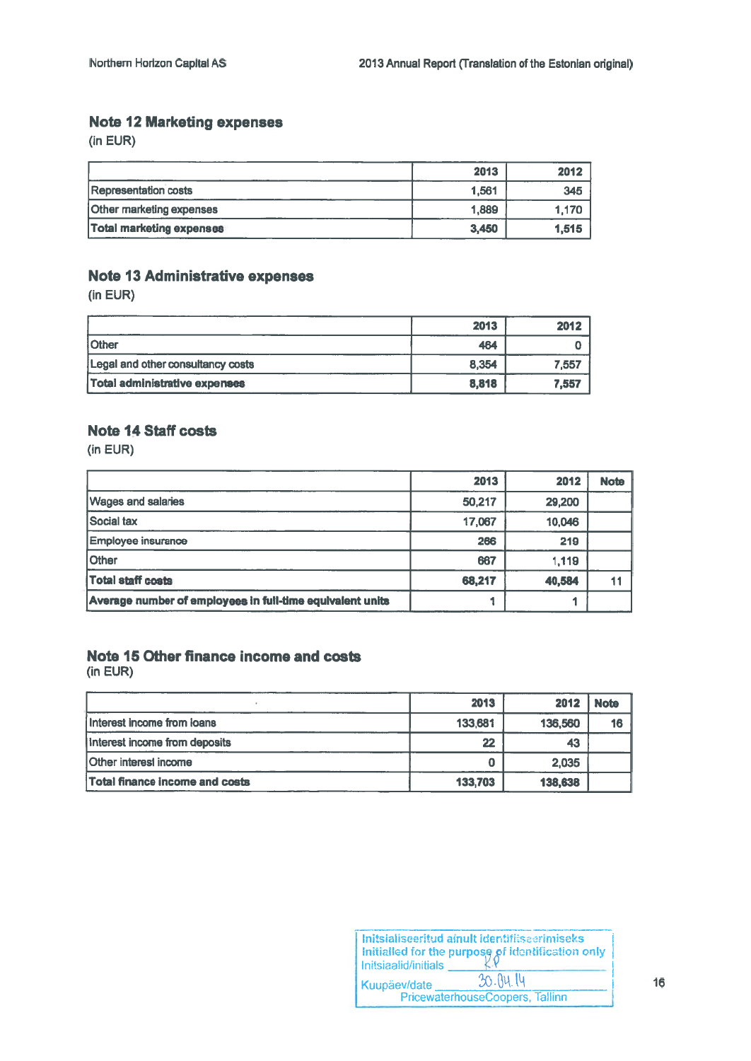## Note 12 Marketing expenses

(in EUR)

| | 2013 | 2012 |
|---|---|---|
| Representation costs | 1,561 | 345 |
| Other marketing expenses | 1,889 | 1,170 |
| **Total marketing expenses** | **3,450** | **1,515** |

## Note 13 Administrative expenses

(in EUR)

| | 2013 | 2012 |
|---|---|---|
| Other | 464 | 0 |
| Legal and other consultancy costs | 8,354 | 7,557 |
| **Total administrative expenses** | **8,818** | **7,557** |

## Note 14 Staff costs

(in EUR)

| | 2013 | 2012 | Note |
|---|---|---|---|
| Wages and salaries | 50,217 | 29,200 | |
| Social tax | 17,067 | 10,046 | |
| Employee insurance | 266 | 219 | |
| Other | 667 | 1,119 | |
| **Total staff costs** | **68,217** | **40,584** | 11 |
| **Average number of employees in full-time equivalent units** | 1 | 1 | |

## Note 15 Other finance income and costs

(in EUR)

| | 2013 | 2012 | Note |
|---|---|---|---|
| Interest income from loans | 133,681 | 136,560 | 16 |
| Interest income from deposits | 22 | 43 | |
| Other interest income | 0 | 2,035 | |
| **Total finance income and costs** | **133,703** | **138,638** | |

Initsialiseeritud ainult identifitseerimiseks
Initialled for the purpose of identification only
Initsiaalid/initials KP
Kuupäev/date 30.04.14
PricewaterhouseCoopers, Tallinn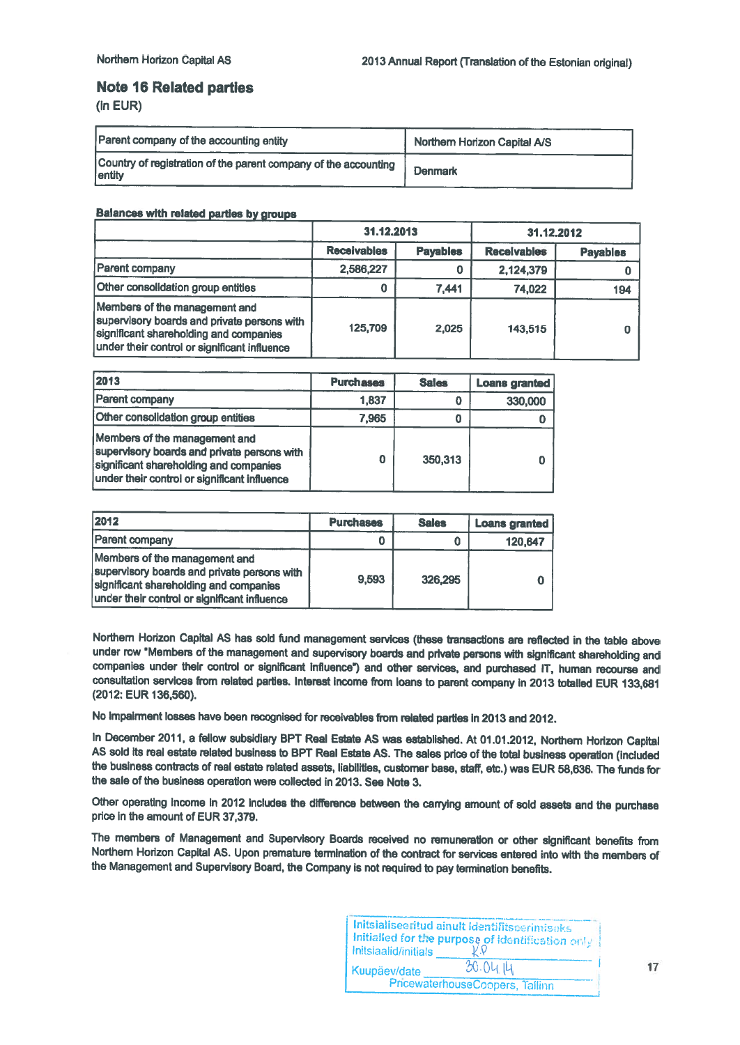## Note 16 Related parties

(In EUR)

| Parent company of the accounting entity | Northern Horizon Capital A/S |
|---|---|
| Country of registration of the parent company of the accounting entity | Denmark |

**Balances with related parties by groups**

| | 31.12.2013 | | 31.12.2012 | |
|---|---|---|---|---|
| | Receivables | Payables | Receivables | Payables |
| Parent company | 2,586,227 | 0 | 2,124,379 | 0 |
| Other consolidation group entities | 0 | 7,441 | 74,022 | 194 |
| Members of the management and supervisory boards and private persons with significant shareholding and companies under their control or significant influence | 125,709 | 2,025 | 143,515 | 0 |

| 2013 | Purchases | Sales | Loans granted |
|---|---|---|---|
| Parent company | 1,837 | 0 | 330,000 |
| Other consolidation group entities | 7,965 | 0 | 0 |
| Members of the management and supervisory boards and private persons with significant shareholding and companies under their control or significant influence | 0 | 350,313 | 0 |

| 2012 | Purchases | Sales | Loans granted |
|---|---|---|---|
| Parent company | 0 | 0 | 120,647 |
| Members of the management and supervisory boards and private persons with significant shareholding and companies under their control or significant influence | 9,593 | 326,295 | 0 |

Northern Horizon Capital AS has sold fund management services (these transactions are reflected in the table above under row "Members of the management and supervisory boards and private persons with significant shareholding and companies under their control or significant influence") and other services, and purchased IT, human recourse and consultation services from related parties. Interest income from loans to parent company in 2013 totalled EUR 133,681 (2012: EUR 136,560).

No impairment losses have been recognised for receivables from related parties in 2013 and 2012.

In December 2011, a fellow subsidiary BPT Real Estate AS was established. At 01.01.2012, Northern Horizon Capital AS sold its real estate related business to BPT Real Estate AS. The sales price of the total business operation (included the business contracts of real estate related assets, liabilities, customer base, staff, etc.) was EUR 58,636. The funds for the sale of the business operation were collected in 2013. See Note 3.

Other operating income in 2012 includes the difference between the carrying amount of sold assets and the purchase price in the amount of EUR 37,379.

The members of Management and Supervisory Boards received no remuneration or other significant benefits from Northern Horizon Capital AS. Upon premature termination of the contract for services entered into with the members of the Management and Supervisory Board, the Company is not required to pay termination benefits.

Initsialiseeritud ainult identifitseerimiseks
Initialled for the purpose of identification only
Initsiaalid/initials K.P.
Kuupäev/date 30.04.14
PricewaterhouseCoopers, Tallinn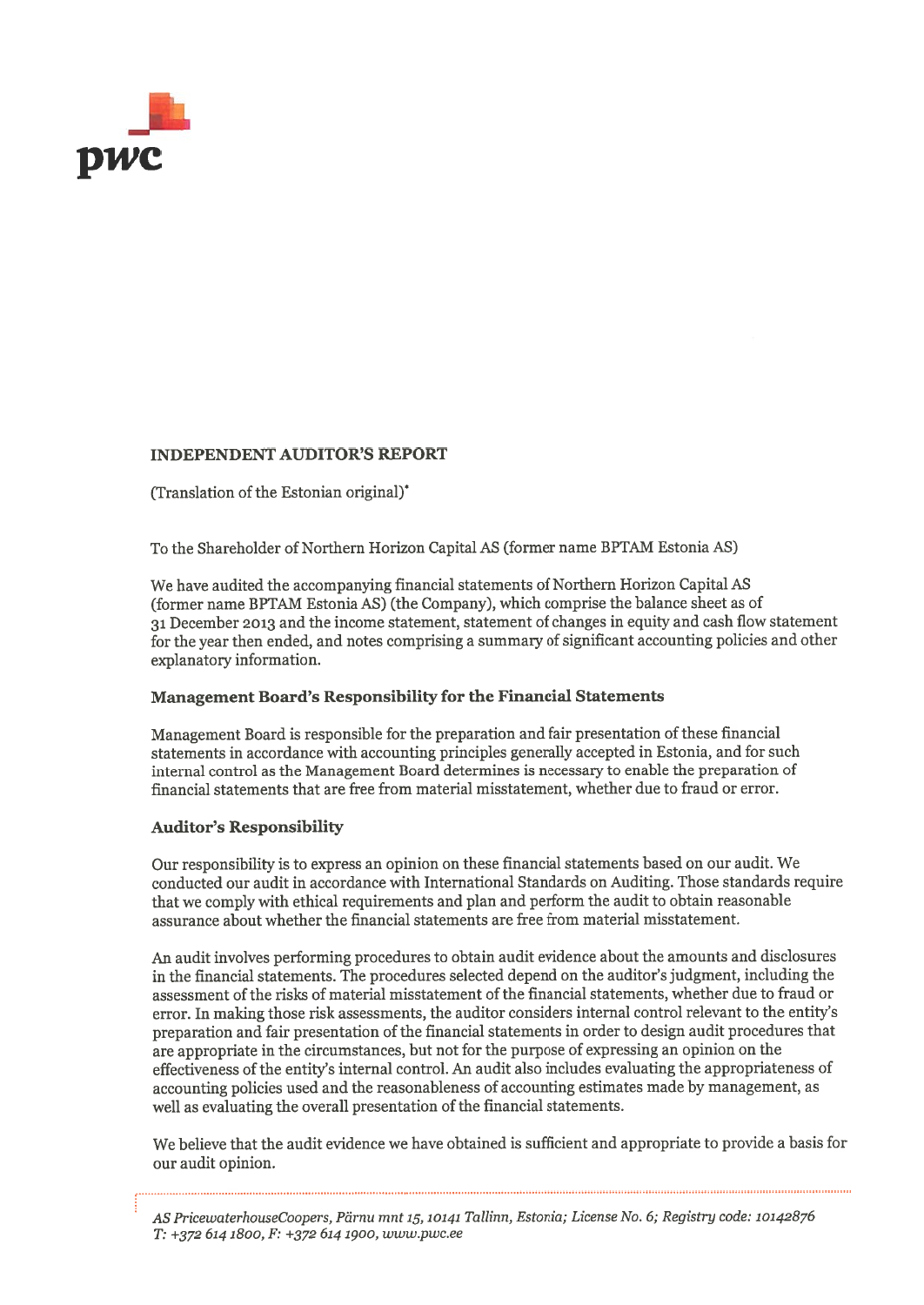## INDEPENDENT AUDITOR'S REPORT

(Translation of the Estonian original)*

To the Shareholder of Northern Horizon Capital AS (former name BPTAM Estonia AS)

We have audited the accompanying financial statements of Northern Horizon Capital AS (former name BPTAM Estonia AS) (the Company), which comprise the balance sheet as of 31 December 2013 and the income statement, statement of changes in equity and cash flow statement for the year then ended, and notes comprising a summary of significant accounting policies and other explanatory information.

### Management Board's Responsibility for the Financial Statements

Management Board is responsible for the preparation and fair presentation of these financial statements in accordance with accounting principles generally accepted in Estonia, and for such internal control as the Management Board determines is necessary to enable the preparation of financial statements that are free from material misstatement, whether due to fraud or error.

### Auditor's Responsibility

Our responsibility is to express an opinion on these financial statements based on our audit. We conducted our audit in accordance with International Standards on Auditing. Those standards require that we comply with ethical requirements and plan and perform the audit to obtain reasonable assurance about whether the financial statements are free from material misstatement.

An audit involves performing procedures to obtain audit evidence about the amounts and disclosures in the financial statements. The procedures selected depend on the auditor's judgment, including the assessment of the risks of material misstatement of the financial statements, whether due to fraud or error. In making those risk assessments, the auditor considers internal control relevant to the entity's preparation and fair presentation of the financial statements in order to design audit procedures that are appropriate in the circumstances, but not for the purpose of expressing an opinion on the effectiveness of the entity's internal control. An audit also includes evaluating the appropriateness of accounting policies used and the reasonableness of accounting estimates made by management, as well as evaluating the overall presentation of the financial statements.

We believe that the audit evidence we have obtained is sufficient and appropriate to provide a basis for our audit opinion.

*AS PricewaterhouseCoopers, Pärnu mnt 15, 10141 Tallinn, Estonia; License No. 6; Registry code: 10142876*
*T: +372 614 1800, F: +372 614 1900, www.pwc.ee*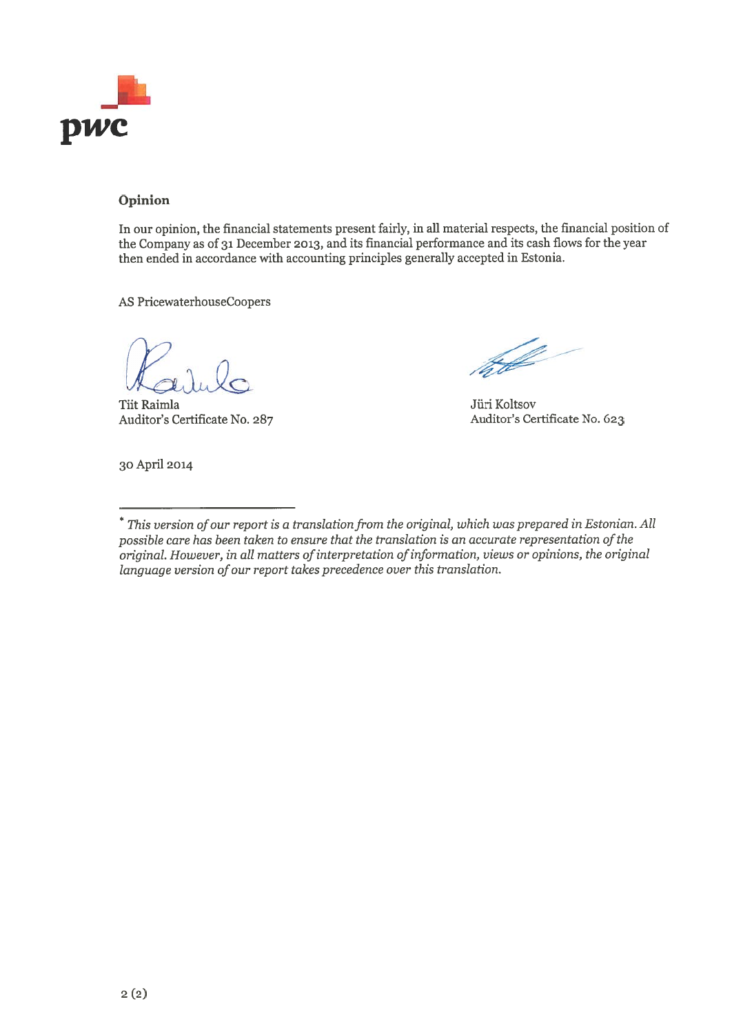## Opinion

In our opinion, the financial statements present fairly, in all material respects, the financial position of the Company as of 31 December 2013, and its financial performance and its cash flows for the year then ended in accordance with accounting principles generally accepted in Estonia.

AS PricewaterhouseCoopers

Tiit Raimla
Auditor's Certificate No. 287

Jüri Koltsov
Auditor's Certificate No. 623

30 April 2014

---

* *This version of our report is a translation from the original, which was prepared in Estonian. All possible care has been taken to ensure that the translation is an accurate representation of the original. However, in all matters of interpretation of information, views or opinions, the original language version of our report takes precedence over this translation.*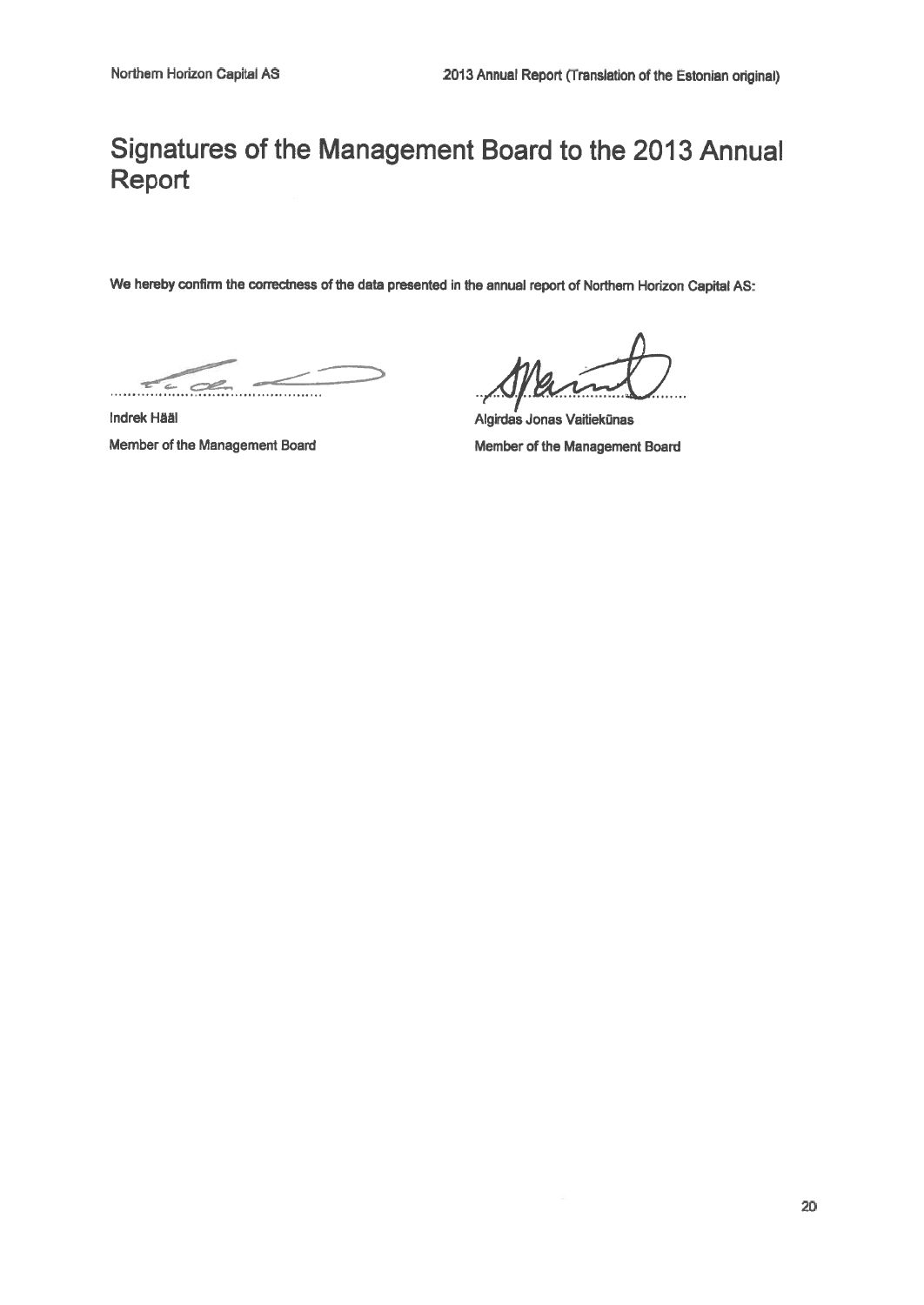# Signatures of the Management Board to the 2013 Annual Report

**We hereby confirm the correctness of the data presented in the annual report of Northern Horizon Capital AS:**

| | |
|---|---|
| ............................................... | ............................................... |
| **Indrek Hääl** | **Algirdas Jonas Vaitiekūnas** |
| Member of the Management Board | Member of the Management Board |